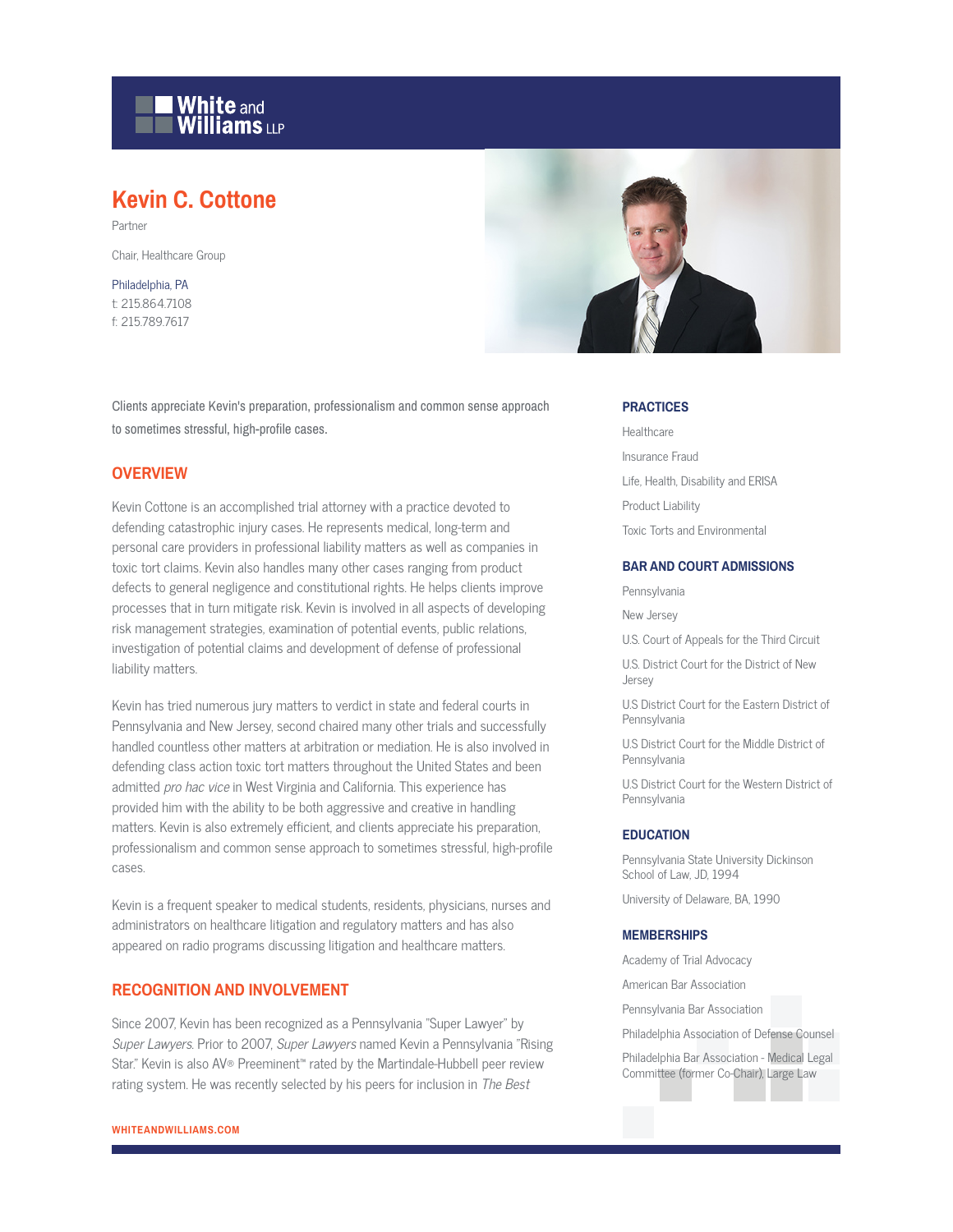White and Williams LLP

# Kevin C. Cottone

Partner

Chair, Healthcare Group

Philadelphia, PA
t: 215.864.7108
f: 215.789.7617

Clients appreciate Kevin's preparation, professionalism and common sense approach to sometimes stressful, high-profile cases.

## OVERVIEW

Kevin Cottone is an accomplished trial attorney with a practice devoted to defending catastrophic injury cases. He represents medical, long-term and personal care providers in professional liability matters as well as companies in toxic tort claims. Kevin also handles many other cases ranging from product defects to general negligence and constitutional rights. He helps clients improve processes that in turn mitigate risk. Kevin is involved in all aspects of developing risk management strategies, examination of potential events, public relations, investigation of potential claims and development of defense of professional liability matters.

Kevin has tried numerous jury matters to verdict in state and federal courts in Pennsylvania and New Jersey, second chaired many other trials and successfully handled countless other matters at arbitration or mediation. He is also involved in defending class action toxic tort matters throughout the United States and been admitted *pro hac vice* in West Virginia and California. This experience has provided him with the ability to be both aggressive and creative in handling matters. Kevin is also extremely efficient, and clients appreciate his preparation, professionalism and common sense approach to sometimes stressful, high-profile cases.

Kevin is a frequent speaker to medical students, residents, physicians, nurses and administrators on healthcare litigation and regulatory matters and has also appeared on radio programs discussing litigation and healthcare matters.

## RECOGNITION AND INVOLVEMENT

Since 2007, Kevin has been recognized as a Pennsylvania "Super Lawyer" by *Super Lawyers*. Prior to 2007, *Super Lawyers* named Kevin a Pennsylvania "Rising Star." Kevin is also AV® Preeminent™ rated by the Martindale-Hubbell peer review rating system. He was recently selected by his peers for inclusion in *The Best*

### PRACTICES

- Healthcare
- Insurance Fraud
- Life, Health, Disability and ERISA
- Product Liability
- Toxic Torts and Environmental

### BAR AND COURT ADMISSIONS

- Pennsylvania
- New Jersey
- U.S. Court of Appeals for the Third Circuit
- U.S. District Court for the District of New Jersey
- U.S District Court for the Eastern District of Pennsylvania
- U.S District Court for the Middle District of Pennsylvania
- U.S District Court for the Western District of Pennsylvania

### EDUCATION

- Pennsylvania State University Dickinson School of Law, JD, 1994
- University of Delaware, BA, 1990

### MEMBERSHIPS

- Academy of Trial Advocacy
- American Bar Association
- Pennsylvania Bar Association
- Philadelphia Association of Defense Counsel
- Philadelphia Bar Association - Medical Legal Committee (former Co-Chair), Large Law

WHITEANDWILLIAMS.COM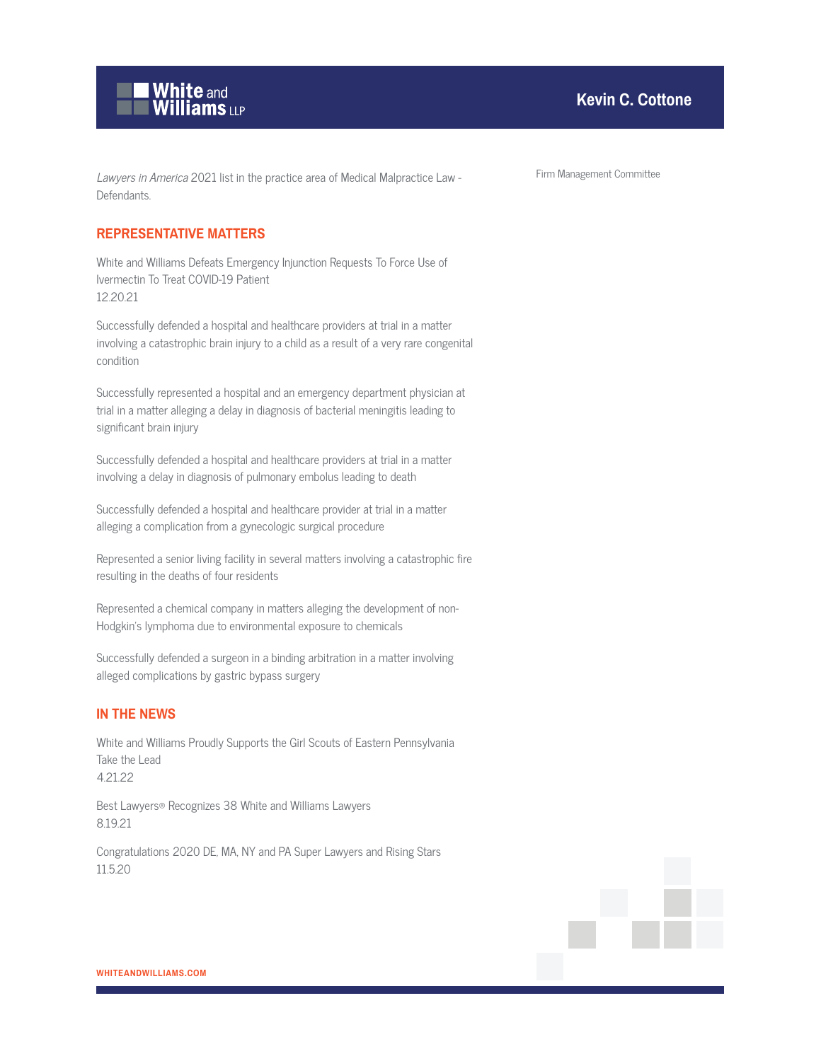*Lawyers in America* 2021 list in the practice area of Medical Malpractice Law - Defendants.

## REPRESENTATIVE MATTERS

White and Williams Defeats Emergency Injunction Requests To Force Use of Ivermectin To Treat COVID-19 Patient
12.20.21

Successfully defended a hospital and healthcare providers at trial in a matter involving a catastrophic brain injury to a child as a result of a very rare congenital condition

Successfully represented a hospital and an emergency department physician at trial in a matter alleging a delay in diagnosis of bacterial meningitis leading to significant brain injury

Successfully defended a hospital and healthcare providers at trial in a matter involving a delay in diagnosis of pulmonary embolus leading to death

Successfully defended a hospital and healthcare provider at trial in a matter alleging a complication from a gynecologic surgical procedure

Represented a senior living facility in several matters involving a catastrophic fire resulting in the deaths of four residents

Represented a chemical company in matters alleging the development of non-Hodgkin's lymphoma due to environmental exposure to chemicals

Successfully defended a surgeon in a binding arbitration in a matter involving alleged complications by gastric bypass surgery

## IN THE NEWS

White and Williams Proudly Supports the Girl Scouts of Eastern Pennsylvania Take the Lead
4.21.22

Best Lawyers® Recognizes 38 White and Williams Lawyers
8.19.21

Congratulations 2020 DE, MA, NY and PA Super Lawyers and Rising Stars
11.5.20

Firm Management Committee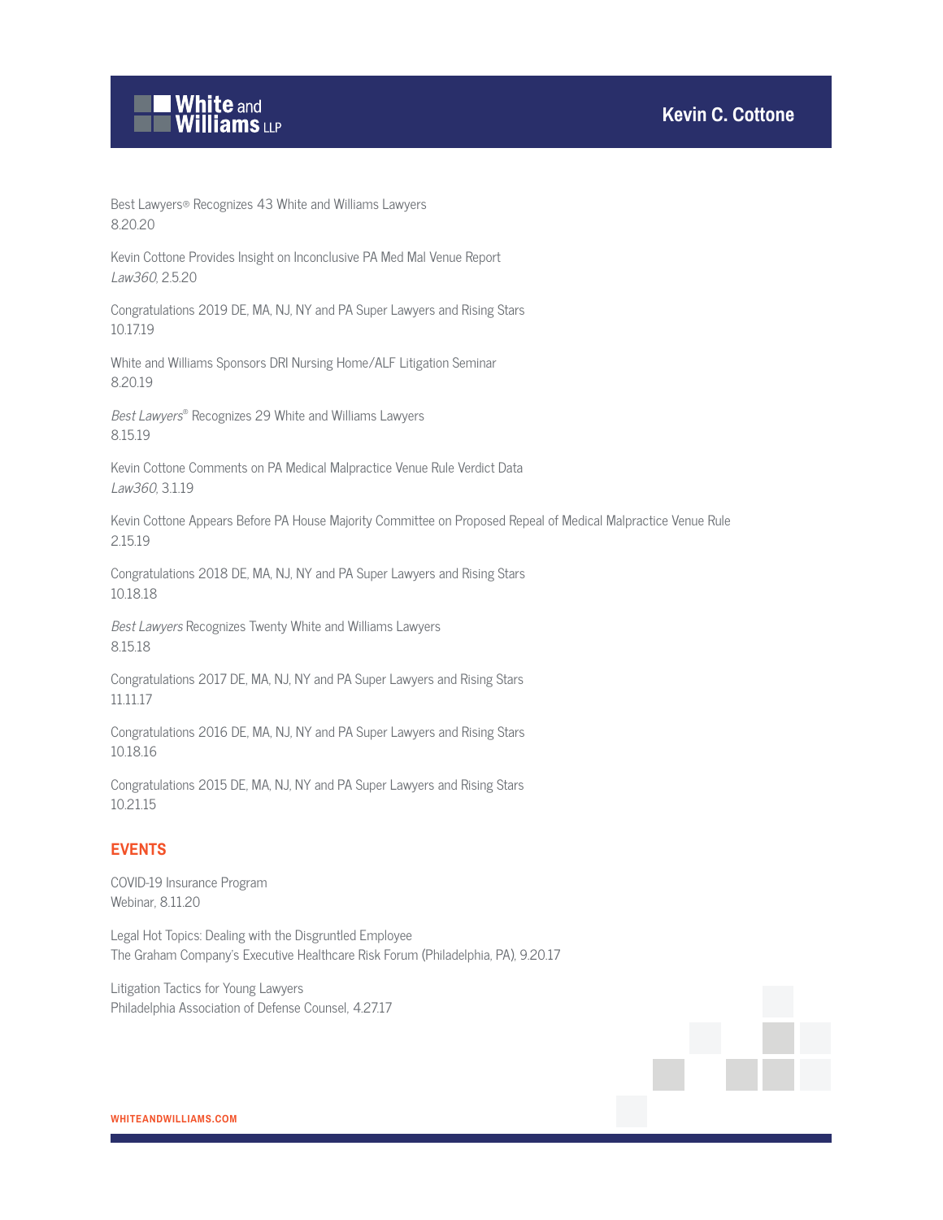Best Lawyers® Recognizes 43 White and Williams Lawyers
8.20.20

Kevin Cottone Provides Insight on Inconclusive PA Med Mal Venue Report
*Law360*, 2.5.20

Congratulations 2019 DE, MA, NJ, NY and PA Super Lawyers and Rising Stars
10.17.19

White and Williams Sponsors DRI Nursing Home/ALF Litigation Seminar
8.20.19

*Best Lawyers*® Recognizes 29 White and Williams Lawyers
8.15.19

Kevin Cottone Comments on PA Medical Malpractice Venue Rule Verdict Data
*Law360*, 3.1.19

Kevin Cottone Appears Before PA House Majority Committee on Proposed Repeal of Medical Malpractice Venue Rule
2.15.19

Congratulations 2018 DE, MA, NJ, NY and PA Super Lawyers and Rising Stars
10.18.18

*Best Lawyers* Recognizes Twenty White and Williams Lawyers
8.15.18

Congratulations 2017 DE, MA, NJ, NY and PA Super Lawyers and Rising Stars
11.11.17

Congratulations 2016 DE, MA, NJ, NY and PA Super Lawyers and Rising Stars
10.18.16

Congratulations 2015 DE, MA, NJ, NY and PA Super Lawyers and Rising Stars
10.21.15

## EVENTS

COVID-19 Insurance Program
Webinar, 8.11.20

Legal Hot Topics: Dealing with the Disgruntled Employee
The Graham Company's Executive Healthcare Risk Forum (Philadelphia, PA), 9.20.17

Litigation Tactics for Young Lawyers
Philadelphia Association of Defense Counsel, 4.27.17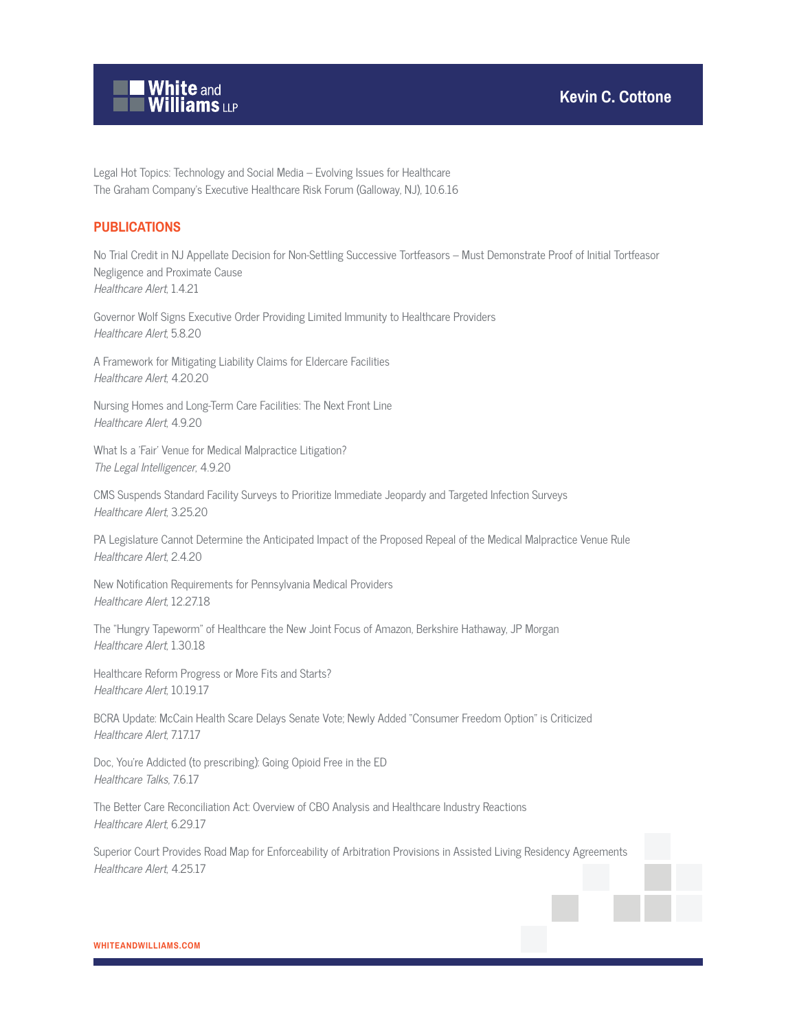Legal Hot Topics: Technology and Social Media – Evolving Issues for Healthcare
The Graham Company's Executive Healthcare Risk Forum (Galloway, NJ), 10.6.16

## PUBLICATIONS

No Trial Credit in NJ Appellate Decision for Non-Settling Successive Tortfeasors – Must Demonstrate Proof of Initial Tortfeasor Negligence and Proximate Cause
*Healthcare Alert*, 1.4.21

Governor Wolf Signs Executive Order Providing Limited Immunity to Healthcare Providers
*Healthcare Alert*, 5.8.20

A Framework for Mitigating Liability Claims for Eldercare Facilities
*Healthcare Alert*, 4.20.20

Nursing Homes and Long-Term Care Facilities: The Next Front Line
*Healthcare Alert*, 4.9.20

What Is a 'Fair' Venue for Medical Malpractice Litigation?
*The Legal Intelligencer*, 4.9.20

CMS Suspends Standard Facility Surveys to Prioritize Immediate Jeopardy and Targeted Infection Surveys
*Healthcare Alert*, 3.25.20

PA Legislature Cannot Determine the Anticipated Impact of the Proposed Repeal of the Medical Malpractice Venue Rule
*Healthcare Alert*, 2.4.20

New Notification Requirements for Pennsylvania Medical Providers
*Healthcare Alert*, 12.27.18

The "Hungry Tapeworm" of Healthcare the New Joint Focus of Amazon, Berkshire Hathaway, JP Morgan
*Healthcare Alert*, 1.30.18

Healthcare Reform Progress or More Fits and Starts?
*Healthcare Alert*, 10.19.17

BCRA Update: McCain Health Scare Delays Senate Vote; Newly Added "Consumer Freedom Option" is Criticized
*Healthcare Alert*, 7.17.17

Doc, You're Addicted (to prescribing): Going Opioid Free in the ED
*Healthcare Talks*, 7.6.17

The Better Care Reconciliation Act: Overview of CBO Analysis and Healthcare Industry Reactions
*Healthcare Alert*, 6.29.17

Superior Court Provides Road Map for Enforceability of Arbitration Provisions in Assisted Living Residency Agreements
*Healthcare Alert*, 4.25.17